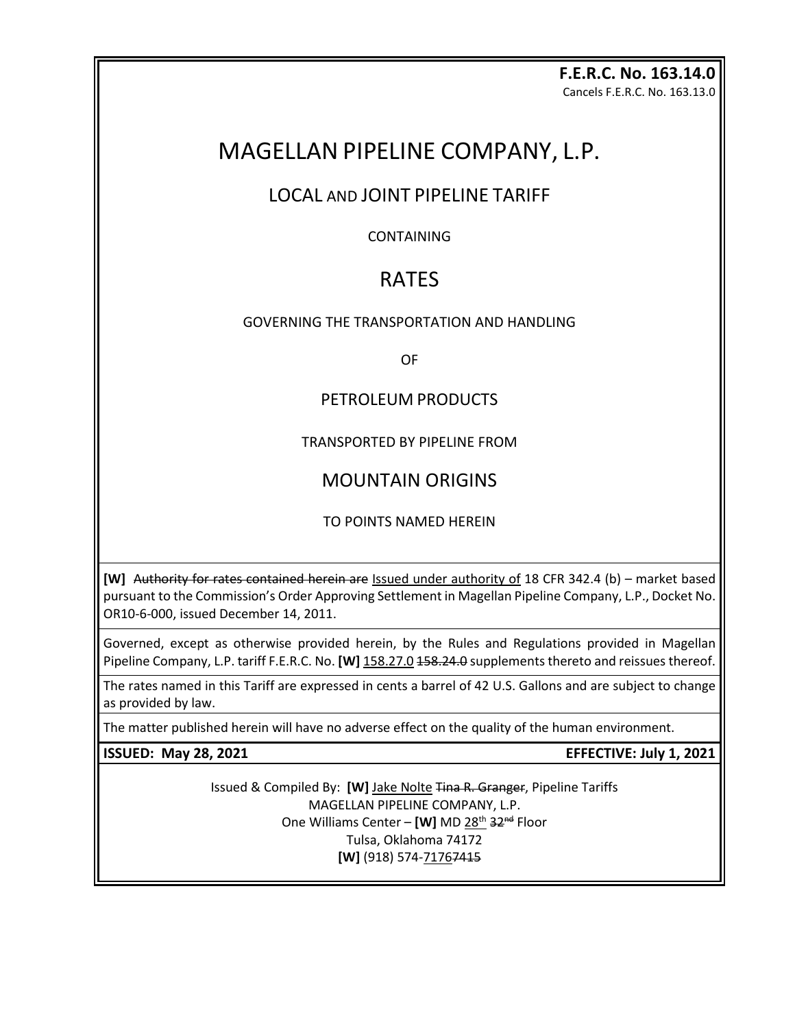**F.E.R.C. No. 163.14.0**
Cancels F.E.R.C. No. 163.13.0

# MAGELLAN PIPELINE COMPANY, L.P.

## LOCAL AND JOINT PIPELINE TARIFF

CONTAINING

## RATES

GOVERNING THE TRANSPORTATION AND HANDLING

OF

PETROLEUM PRODUCTS

TRANSPORTED BY PIPELINE FROM

## MOUNTAIN ORIGINS

TO POINTS NAMED HEREIN

**[W]** ~~Authority for rates contained herein are~~ Issued under authority of 18 CFR 342.4 (b) – market based pursuant to the Commission's Order Approving Settlement in Magellan Pipeline Company, L.P., Docket No. OR10-6-000, issued December 14, 2011.

Governed, except as otherwise provided herein, by the Rules and Regulations provided in Magellan Pipeline Company, L.P. tariff F.E.R.C. No. **[W]** 158.27.0 ~~158.24.0~~ supplements thereto and reissues thereof.

The rates named in this Tariff are expressed in cents a barrel of 42 U.S. Gallons and are subject to change as provided by law.

The matter published herein will have no adverse effect on the quality of the human environment.

**ISSUED: May 28, 2021** **EFFECTIVE: July 1, 2021**

Issued & Compiled By: **[W]** Jake Nolte ~~Tina R. Granger~~, Pipeline Tariffs
MAGELLAN PIPELINE COMPANY, L.P.
One Williams Center – **[W]** MD 28th ~~32nd~~ Floor
Tulsa, Oklahoma 74172
**[W]** (918) 574-7176 ~~7415~~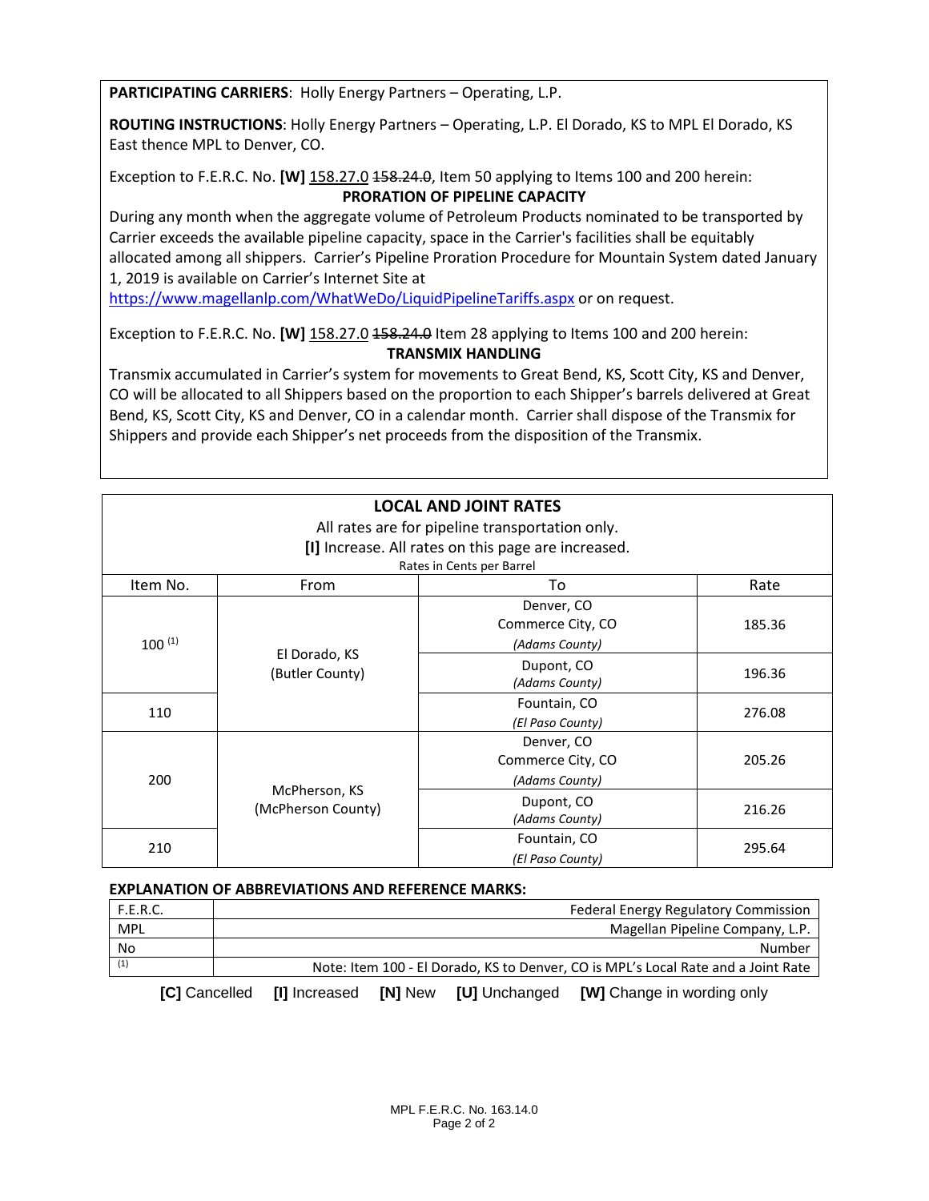**PARTICIPATING CARRIERS**: Holly Energy Partners – Operating, L.P.

**ROUTING INSTRUCTIONS**: Holly Energy Partners – Operating, L.P. El Dorado, KS to MPL El Dorado, KS East thence MPL to Denver, CO.

Exception to F.E.R.C. No. **[W]** 158.27.0 ~~158.24.0~~, Item 50 applying to Items 100 and 200 herein:

**PRORATION OF PIPELINE CAPACITY**

During any month when the aggregate volume of Petroleum Products nominated to be transported by Carrier exceeds the available pipeline capacity, space in the Carrier's facilities shall be equitably allocated among all shippers. Carrier's Pipeline Proration Procedure for Mountain System dated January 1, 2019 is available on Carrier's Internet Site at https://www.magellanlp.com/WhatWeDo/LiquidPipelineTariffs.aspx or on request.

Exception to F.E.R.C. No. **[W]** 158.27.0 ~~158.24.0~~ Item 28 applying to Items 100 and 200 herein:

**TRANSMIX HANDLING**

Transmix accumulated in Carrier's system for movements to Great Bend, KS, Scott City, KS and Denver, CO will be allocated to all Shippers based on the proportion to each Shipper's barrels delivered at Great Bend, KS, Scott City, KS and Denver, CO in a calendar month. Carrier shall dispose of the Transmix for Shippers and provide each Shipper's net proceeds from the disposition of the Transmix.

**LOCAL AND JOINT RATES**

All rates are for pipeline transportation only.

**[I]** Increase. All rates on this page are increased.

Rates in Cents per Barrel

| Item No. | From | To | Rate |
|---|---|---|---|
| 100 [(1)] | El Dorado, KS (Butler County) | Denver, CO Commerce City, CO *(Adams County)* | 185.36 |
| | | Dupont, CO *(Adams County)* | 196.36 |
| 110 | | Fountain, CO *(El Paso County)* | 276.08 |
| 200 | McPherson, KS (McPherson County) | Denver, CO Commerce City, CO *(Adams County)* | 205.26 |
| | | Dupont, CO *(Adams County)* | 216.26 |
| 210 | | Fountain, CO *(El Paso County)* | 295.64 |

**EXPLANATION OF ABBREVIATIONS AND REFERENCE MARKS:**

| | |
|---|---|
| F.E.R.C. | Federal Energy Regulatory Commission |
| MPL | Magellan Pipeline Company, L.P. |
| No | Number |
| (1) | Note: Item 100 - El Dorado, KS to Denver, CO is MPL's Local Rate and a Joint Rate |

**[C]** Cancelled **[I]** Increased **[N]** New **[U]** Unchanged **[W]** Change in wording only

MPL F.E.R.C. No. 163.14.0